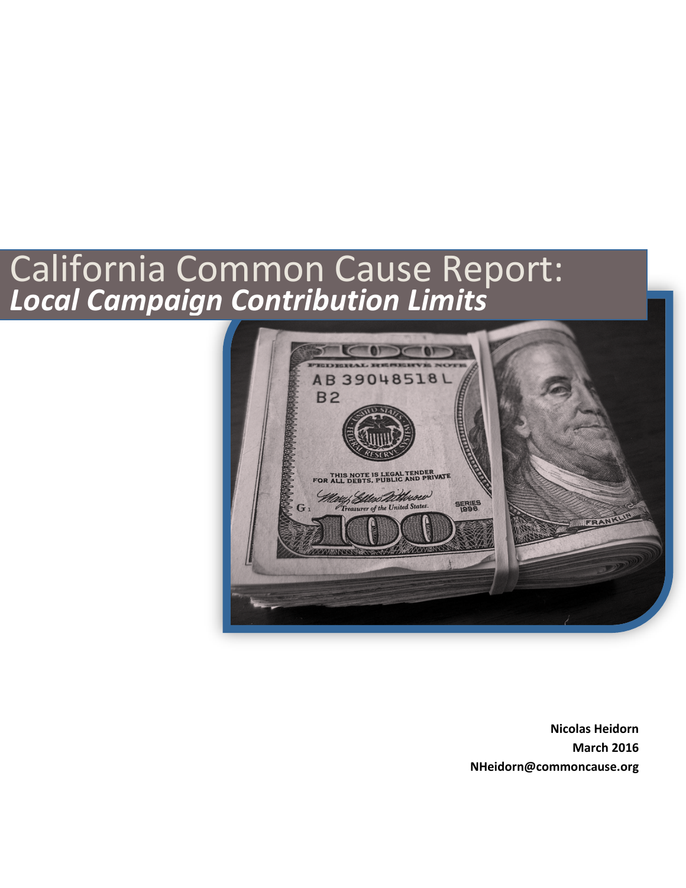# California Common Cause Report:
## *Local Campaign Contribution Limits*

**Nicolas Heidorn**
**March 2016**
**NHeidorn@commoncause.org**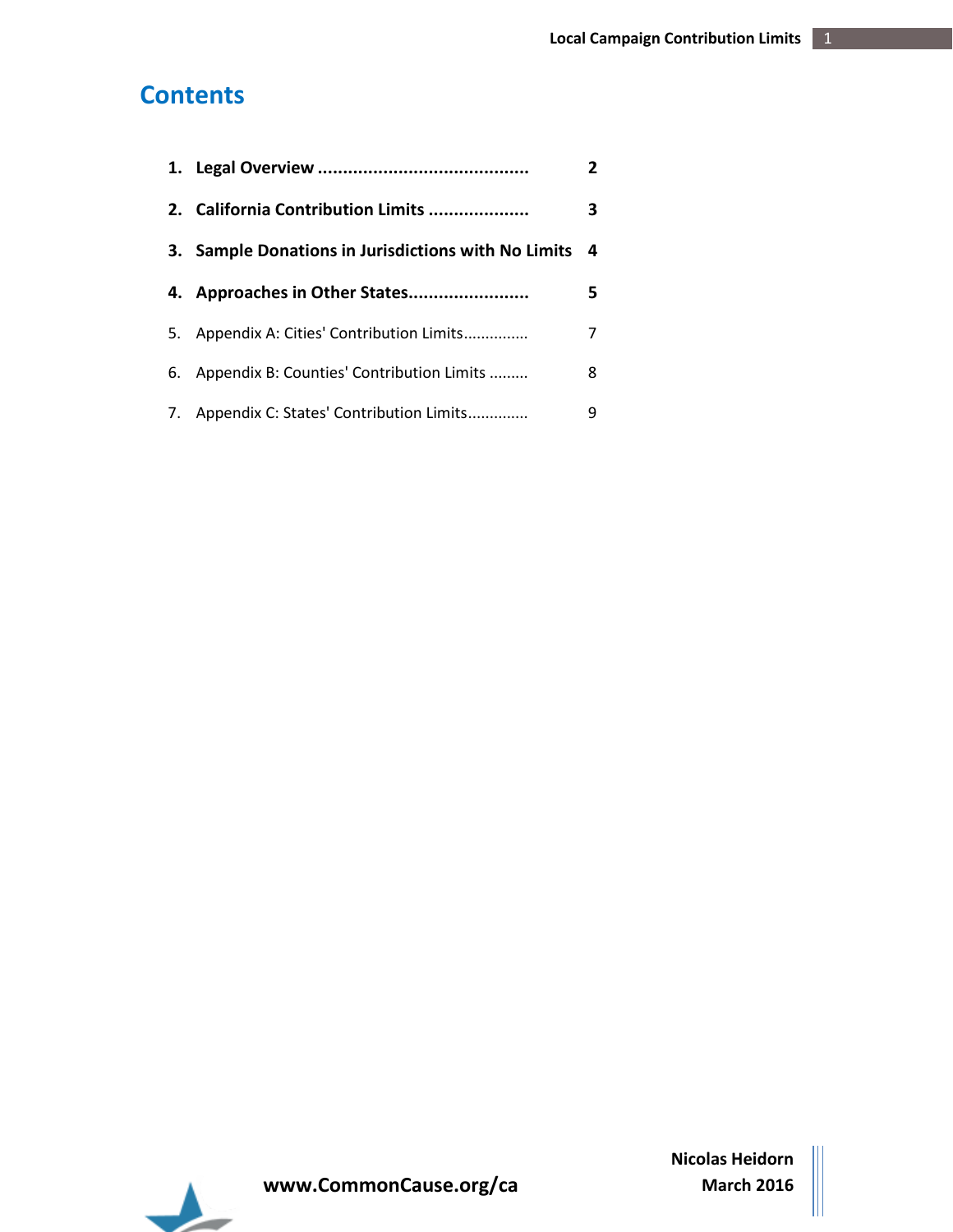# Contents

1. **Legal Overview .......................................... 2**
2. **California Contribution Limits .................... 3**
3. **Sample Donations in Jurisdictions with No Limits 4**
4. **Approaches in Other States........................ 5**
5. Appendix A: Cities' Contribution Limits............... 7
6. Appendix B: Counties' Contribution Limits ......... 8
7. Appendix C: States' Contribution Limits............. 9

**www.CommonCause.org/ca**

**Nicolas Heidorn**
**March 2016**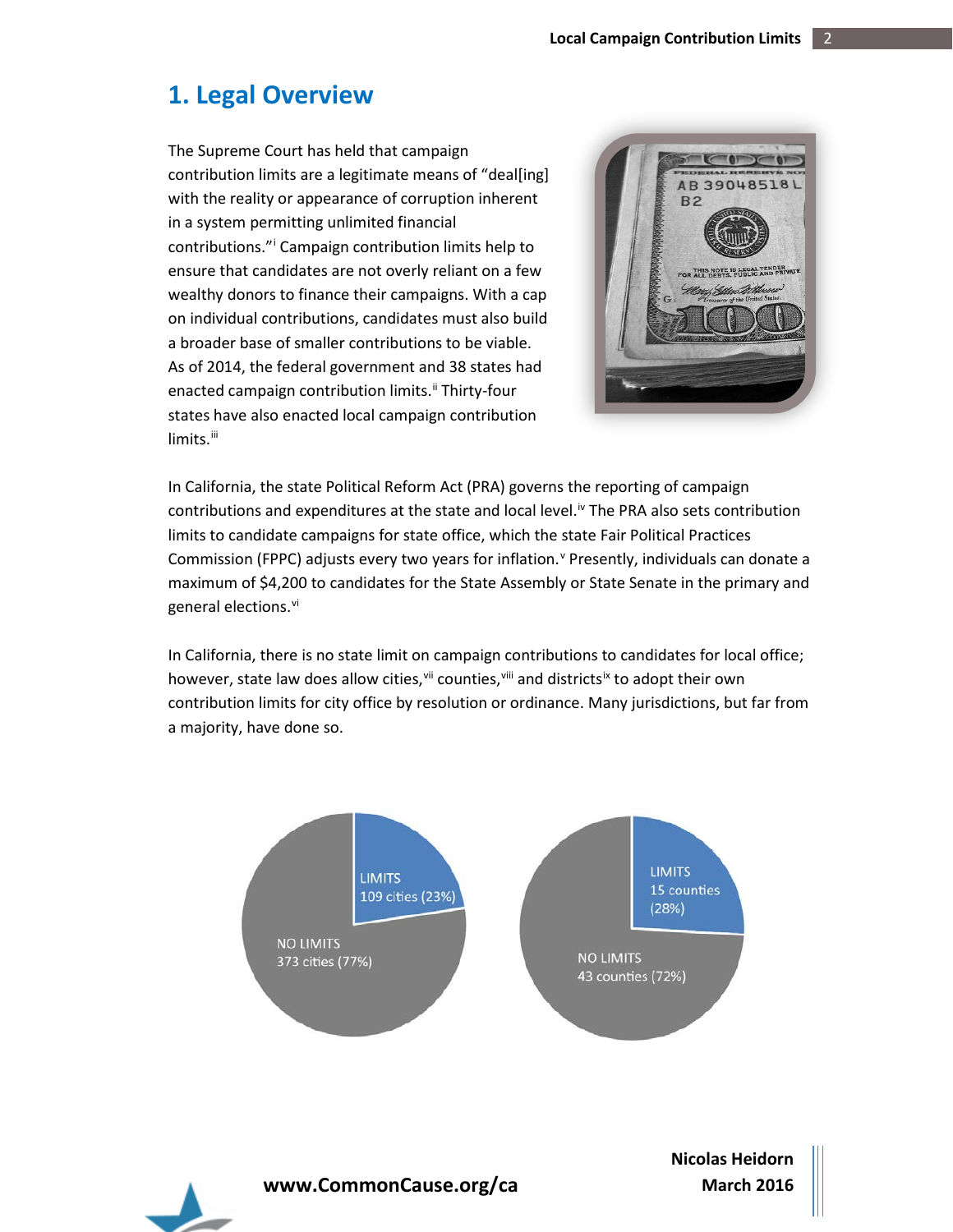## 1. Legal Overview

The Supreme Court has held that campaign contribution limits are a legitimate means of "deal[ing] with the reality or appearance of corruption inherent in a system permitting unlimited financial contributions."[i] Campaign contribution limits help to ensure that candidates are not overly reliant on a few wealthy donors to finance their campaigns. With a cap on individual contributions, candidates must also build a broader base of smaller contributions to be viable. As of 2014, the federal government and 38 states had enacted campaign contribution limits.[ii] Thirty-four states have also enacted local campaign contribution limits.[iii]

In California, the state Political Reform Act (PRA) governs the reporting of campaign contributions and expenditures at the state and local level.[iv] The PRA also sets contribution limits to candidate campaigns for state office, which the state Fair Political Practices Commission (FPPC) adjusts every two years for inflation.[v] Presently, individuals can donate a maximum of $4,200 to candidates for the State Assembly or State Senate in the primary and general elections.[vi]

In California, there is no state limit on campaign contributions to candidates for local office; however, state law does allow cities,[vii] counties,[viii] and districts[ix] to adopt their own contribution limits for city office by resolution or ordinance. Many jurisdictions, but far from a majority, have done so.

LIMITS 109 cities (23%)
NO LIMITS 373 cities (77%)

LIMITS 15 counties (28%)
NO LIMITS 43 counties (72%)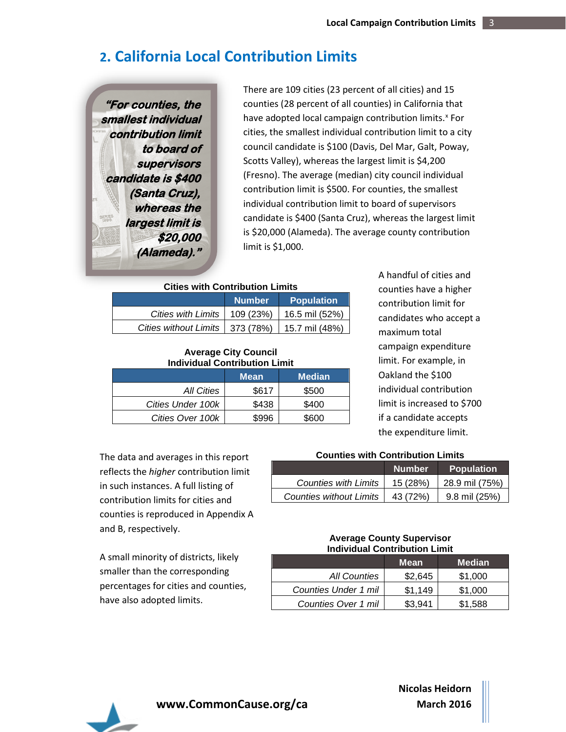## 2. California Local Contribution Limits

> *"For counties, the smallest individual contribution limit to board of supervisors candidate is $400 (Santa Cruz), whereas the largest limit is $20,000 (Alameda)."*

There are 109 cities (23 percent of all cities) and 15 counties (28 percent of all counties) in California that have adopted local campaign contribution limits.[x] For cities, the smallest individual contribution limit to a city council candidate is $100 (Davis, Del Mar, Galt, Poway, Scotts Valley), whereas the largest limit is $4,200 (Fresno). The average (median) city council individual contribution limit is $500. For counties, the smallest individual contribution limit to board of supervisors candidate is $400 (Santa Cruz), whereas the largest limit is $20,000 (Alameda). The average county contribution limit is $1,000.

**Cities with Contribution Limits**

| | Number | Population |
|---|---|---|
| *Cities with Limits* | 109 (23%) | 16.5 mil (52%) |
| *Cities without Limits* | 373 (78%) | 15.7 mil (48%) |

**Average City Council Individual Contribution Limit**

| | Mean | Median |
|---|---|---|
| *All Cities* | $617 | $500 |
| *Cities Under 100k* | $438 | $400 |
| *Cities Over 100k* | $996 | $600 |

A handful of cities and counties have a higher contribution limit for candidates who accept a maximum total campaign expenditure limit. For example, in Oakland the $100 individual contribution limit is increased to $700 if a candidate accepts the expenditure limit.

The data and averages in this report reflects the *higher* contribution limit in such instances. A full listing of contribution limits for cities and counties is reproduced in Appendix A and B, respectively.

A small minority of districts, likely smaller than the corresponding percentages for cities and counties, have also adopted limits.

**Counties with Contribution Limits**

| | Number | Population |
|---|---|---|
| *Counties with Limits* | 15 (28%) | 28.9 mil (75%) |
| *Counties without Limits* | 43 (72%) | 9.8 mil (25%) |

**Average County Supervisor Individual Contribution Limit**

| | Mean | Median |
|---|---|---|
| *All Counties* | $2,645 | $1,000 |
| *Counties Under 1 mil* | $1,149 | $1,000 |
| *Counties Over 1 mil* | $3,941 | $1,588 |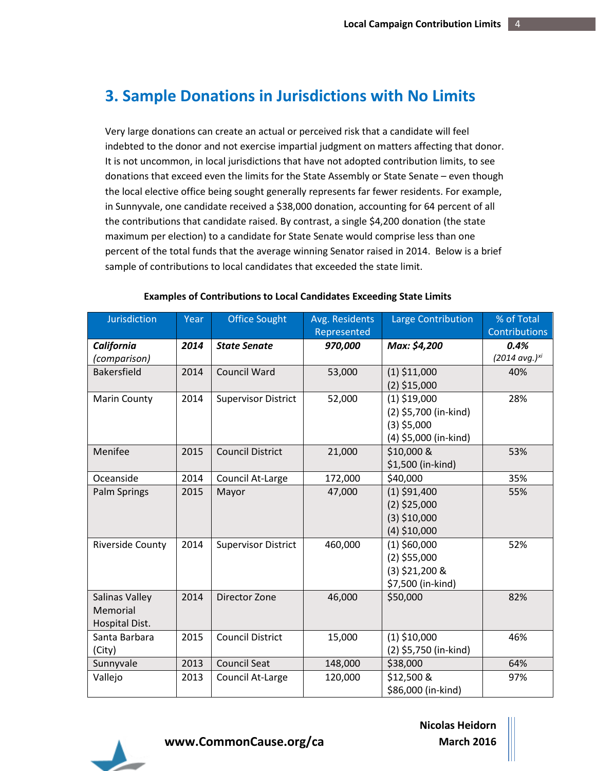## 3. Sample Donations in Jurisdictions with No Limits

Very large donations can create an actual or perceived risk that a candidate will feel indebted to the donor and not exercise impartial judgment on matters affecting that donor. It is not uncommon, in local jurisdictions that have not adopted contribution limits, to see donations that exceed even the limits for the State Assembly or State Senate – even though the local elective office being sought generally represents far fewer residents. For example, in Sunnyvale, one candidate received a $38,000 donation, accounting for 64 percent of all the contributions that candidate raised. By contrast, a single $4,200 donation (the state maximum per election) to a candidate for State Senate would comprise less than one percent of the total funds that the average winning Senator raised in 2014. Below is a brief sample of contributions to local candidates that exceeded the state limit.

**Examples of Contributions to Local Candidates Exceeding State Limits**

| Jurisdiction | Year | Office Sought | Avg. Residents Represented | Large Contribution | % of Total Contributions |
|---|---|---|---|---|---|
| ***California*** *(comparison)* | ***2014*** | ***State Senate*** | ***970,000*** | ***Max: $4,200*** | ***0.4%*** *(2014 avg.)*[xi] |
| Bakersfield | 2014 | Council Ward | 53,000 | (1) $11,000<br>(2) $15,000 | 40% |
| Marin County | 2014 | Supervisor District | 52,000 | (1) $19,000<br>(2) $5,700 (in-kind)<br>(3) $5,000<br>(4) $5,000 (in-kind) | 28% |
| Menifee | 2015 | Council District | 21,000 | $10,000 &<br>$1,500 (in-kind) | 53% |
| Oceanside | 2014 | Council At-Large | 172,000 | $40,000 | 35% |
| Palm Springs | 2015 | Mayor | 47,000 | (1) $91,400<br>(2) $25,000<br>(3) $10,000<br>(4) $10,000 | 55% |
| Riverside County | 2014 | Supervisor District | 460,000 | (1) $60,000<br>(2) $55,000<br>(3) $21,200 &<br>$7,500 (in-kind) | 52% |
| Salinas Valley Memorial Hospital Dist. | 2014 | Director Zone | 46,000 | $50,000 | 82% |
| Santa Barbara (City) | 2015 | Council District | 15,000 | (1) $10,000<br>(2) $5,750 (in-kind) | 46% |
| Sunnyvale | 2013 | Council Seat | 148,000 | $38,000 | 64% |
| Vallejo | 2013 | Council At-Large | 120,000 | $12,500 &<br>$86,000 (in-kind) | 97% |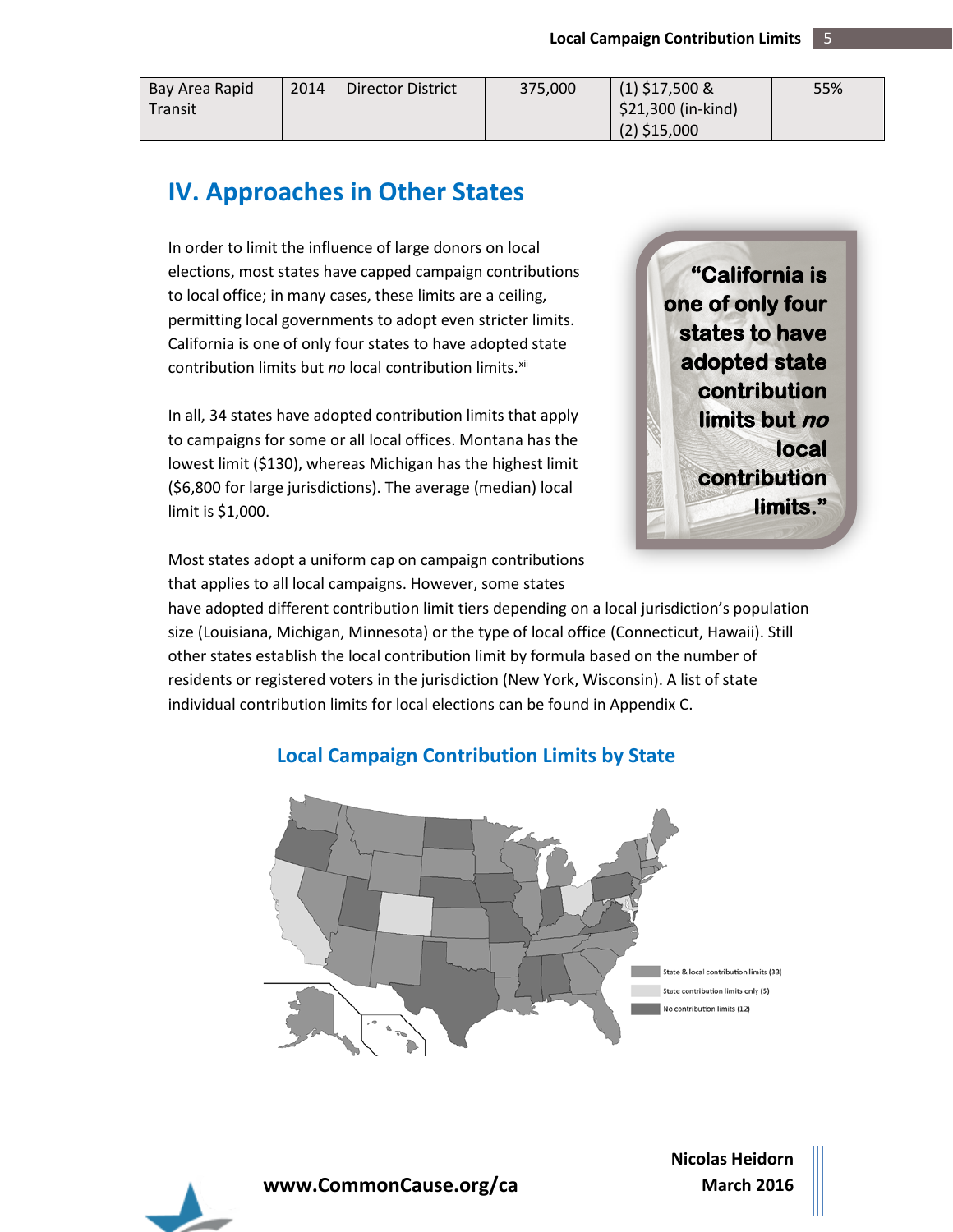| Bay Area Rapid Transit | 2014 | Director District | 375,000 | (1) $17,500 & $21,300 (in-kind) (2) $15,000 | 55% |
|---|---|---|---|---|---|

## IV. Approaches in Other States

In order to limit the influence of large donors on local elections, most states have capped campaign contributions to local office; in many cases, these limits are a ceiling, permitting local governments to adopt even stricter limits. California is one of only four states to have adopted state contribution limits but *no* local contribution limits.[xii]

> **"California is one of only four states to have adopted state contribution limits but *no* local contribution limits."**

In all, 34 states have adopted contribution limits that apply to campaigns for some or all local offices. Montana has the lowest limit ($130), whereas Michigan has the highest limit ($6,800 for large jurisdictions). The average (median) local limit is $1,000.

Most states adopt a uniform cap on campaign contributions that applies to all local campaigns. However, some states have adopted different contribution limit tiers depending on a local jurisdiction's population size (Louisiana, Michigan, Minnesota) or the type of local office (Connecticut, Hawaii). Still other states establish the local contribution limit by formula based on the number of residents or registered voters in the jurisdiction (New York, Wisconsin). A list of state individual contribution limits for local elections can be found in Appendix C.

### Local Campaign Contribution Limits by State

State & local contribution limits (33)
State contribution limits only (5)
No contribution limits (12)

www.CommonCause.org/ca

Nicolas Heidorn
March 2016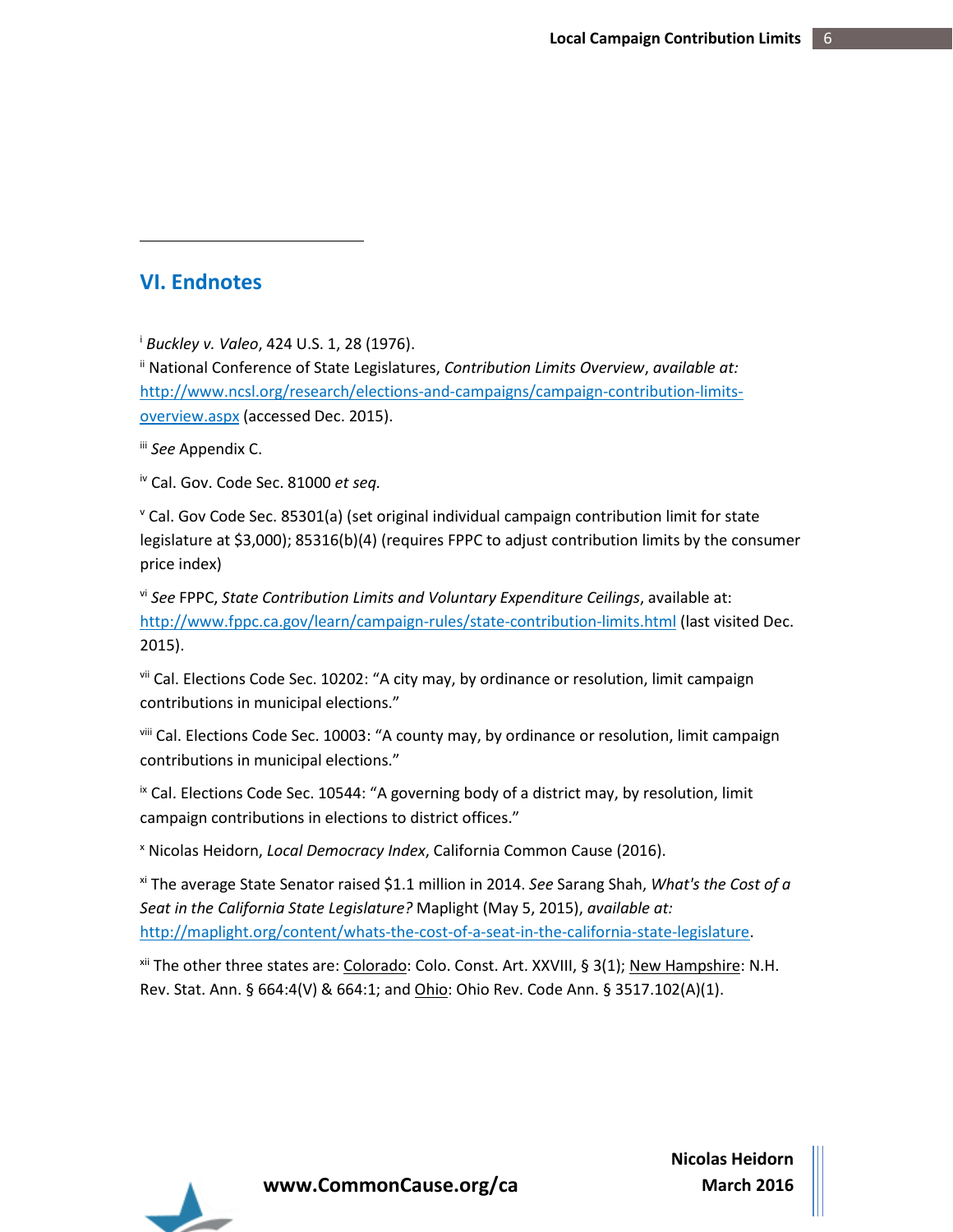## VI. Endnotes

[i] *Buckley v. Valeo*, 424 U.S. 1, 28 (1976).

[ii] National Conference of State Legislatures, *Contribution Limits Overview*, *available at:* http://www.ncsl.org/research/elections-and-campaigns/campaign-contribution-limits-overview.aspx (accessed Dec. 2015).

[iii] *See* Appendix C.

[iv] Cal. Gov. Code Sec. 81000 *et seq.*

[v] Cal. Gov Code Sec. 85301(a) (set original individual campaign contribution limit for state legislature at $3,000); 85316(b)(4) (requires FPPC to adjust contribution limits by the consumer price index)

[vi] *See* FPPC, *State Contribution Limits and Voluntary Expenditure Ceilings*, available at: http://www.fppc.ca.gov/learn/campaign-rules/state-contribution-limits.html (last visited Dec. 2015).

[vii] Cal. Elections Code Sec. 10202: "A city may, by ordinance or resolution, limit campaign contributions in municipal elections."

[viii] Cal. Elections Code Sec. 10003: "A county may, by ordinance or resolution, limit campaign contributions in municipal elections."

[ix] Cal. Elections Code Sec. 10544: "A governing body of a district may, by resolution, limit campaign contributions in elections to district offices."

[x] Nicolas Heidorn, *Local Democracy Index*, California Common Cause (2016).

[xi] The average State Senator raised $1.1 million in 2014. *See* Sarang Shah, *What's the Cost of a Seat in the California State Legislature?* Maplight (May 5, 2015), *available at:* http://maplight.org/content/whats-the-cost-of-a-seat-in-the-california-state-legislature.

[xii] The other three states are: Colorado: Colo. Const. Art. XXVIII, § 3(1); New Hampshire: N.H. Rev. Stat. Ann. § 664:4(V) & 664:1; and Ohio: Ohio Rev. Code Ann. § 3517.102(A)(1).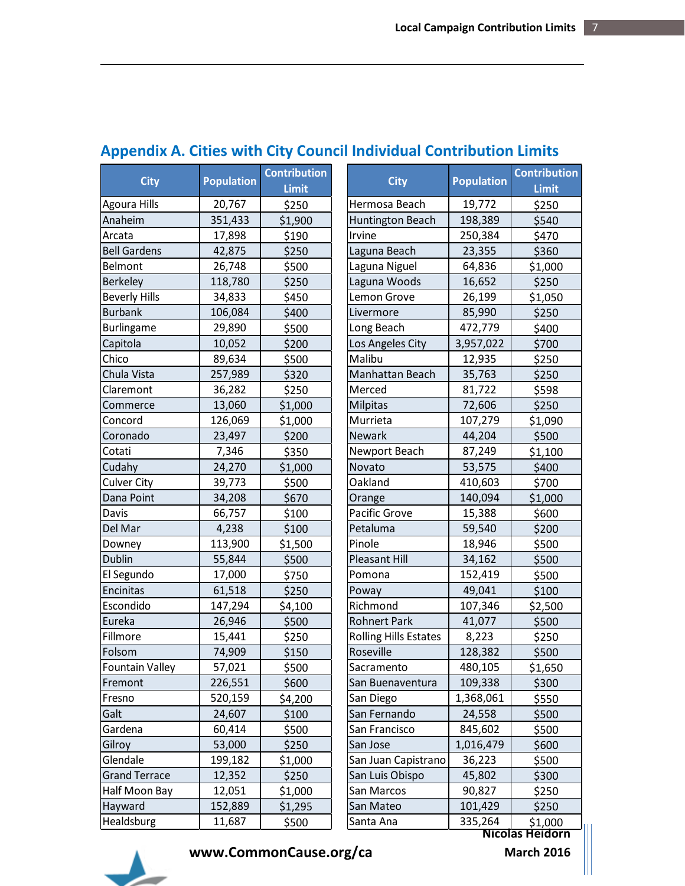## Appendix A. Cities with City Council Individual Contribution Limits

| City | Population | Contribution Limit | City | Population | Contribution Limit |
|---|---|---|---|---|---|
| Agoura Hills | 20,767 | $250 | Hermosa Beach | 19,772 | $250 |
| Anaheim | 351,433 | $1,900 | Huntington Beach | 198,389 | $540 |
| Arcata | 17,898 | $190 | Irvine | 250,384 | $470 |
| Bell Gardens | 42,875 | $250 | Laguna Beach | 23,355 | $360 |
| Belmont | 26,748 | $500 | Laguna Niguel | 64,836 | $1,000 |
| Berkeley | 118,780 | $250 | Laguna Woods | 16,652 | $250 |
| Beverly Hills | 34,833 | $450 | Lemon Grove | 26,199 | $1,050 |
| Burbank | 106,084 | $400 | Livermore | 85,990 | $250 |
| Burlingame | 29,890 | $500 | Long Beach | 472,779 | $400 |
| Capitola | 10,052 | $200 | Los Angeles City | 3,957,022 | $700 |
| Chico | 89,634 | $500 | Malibu | 12,935 | $250 |
| Chula Vista | 257,989 | $320 | Manhattan Beach | 35,763 | $250 |
| Claremont | 36,282 | $250 | Merced | 81,722 | $598 |
| Commerce | 13,060 | $1,000 | Milpitas | 72,606 | $250 |
| Concord | 126,069 | $1,000 | Murrieta | 107,279 | $1,090 |
| Coronado | 23,497 | $200 | Newark | 44,204 | $500 |
| Cotati | 7,346 | $350 | Newport Beach | 87,249 | $1,100 |
| Cudahy | 24,270 | $1,000 | Novato | 53,575 | $400 |
| Culver City | 39,773 | $500 | Oakland | 410,603 | $700 |
| Dana Point | 34,208 | $670 | Orange | 140,094 | $1,000 |
| Davis | 66,757 | $100 | Pacific Grove | 15,388 | $600 |
| Del Mar | 4,238 | $100 | Petaluma | 59,540 | $200 |
| Downey | 113,900 | $1,500 | Pinole | 18,946 | $500 |
| Dublin | 55,844 | $500 | Pleasant Hill | 34,162 | $500 |
| El Segundo | 17,000 | $750 | Pomona | 152,419 | $500 |
| Encinitas | 61,518 | $250 | Poway | 49,041 | $100 |
| Escondido | 147,294 | $4,100 | Richmond | 107,346 | $2,500 |
| Eureka | 26,946 | $500 | Rohnert Park | 41,077 | $500 |
| Fillmore | 15,441 | $250 | Rolling Hills Estates | 8,223 | $250 |
| Folsom | 74,909 | $150 | Roseville | 128,382 | $500 |
| Fountain Valley | 57,021 | $500 | Sacramento | 480,105 | $1,650 |
| Fremont | 226,551 | $600 | San Buenaventura | 109,338 | $300 |
| Fresno | 520,159 | $4,200 | San Diego | 1,368,061 | $550 |
| Galt | 24,607 | $100 | San Fernando | 24,558 | $500 |
| Gardena | 60,414 | $500 | San Francisco | 845,602 | $500 |
| Gilroy | 53,000 | $250 | San Jose | 1,016,479 | $600 |
| Glendale | 199,182 | $1,000 | San Juan Capistrano | 36,223 | $500 |
| Grand Terrace | 12,352 | $250 | San Luis Obispo | 45,802 | $300 |
| Half Moon Bay | 12,051 | $1,000 | San Marcos | 90,827 | $250 |
| Hayward | 152,889 | $1,295 | San Mateo | 101,429 | $250 |
| Healdsburg | 11,687 | $500 | Santa Ana | 335,264 | $1,000 |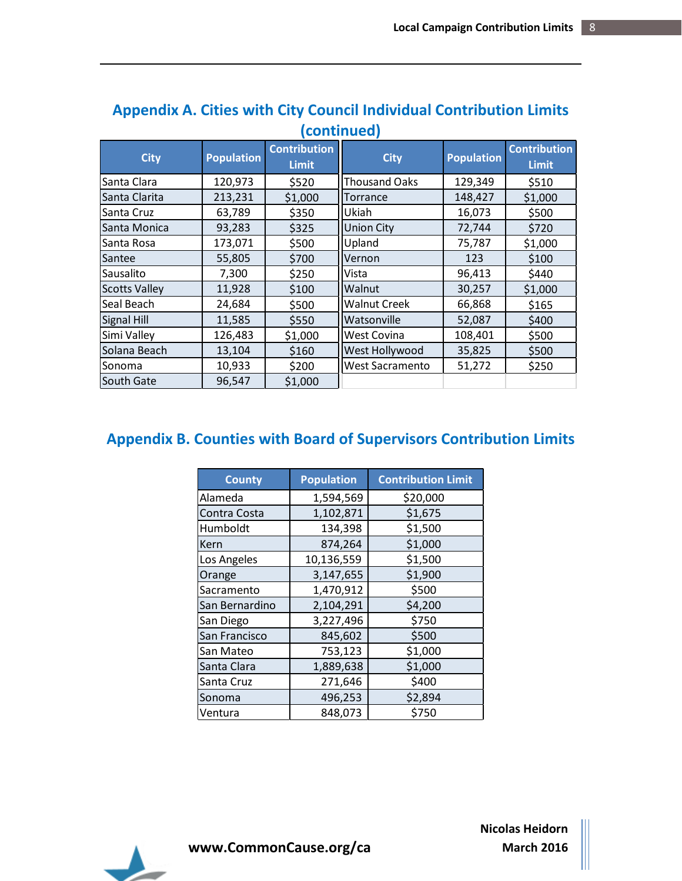## Appendix A. Cities with City Council Individual Contribution Limits (continued)

| City | Population | Contribution Limit | City | Population | Contribution Limit |
|---|---|---|---|---|---|
| Santa Clara | 120,973 | $520 | Thousand Oaks | 129,349 | $510 |
| Santa Clarita | 213,231 | $1,000 | Torrance | 148,427 | $1,000 |
| Santa Cruz | 63,789 | $350 | Ukiah | 16,073 | $500 |
| Santa Monica | 93,283 | $325 | Union City | 72,744 | $720 |
| Santa Rosa | 173,071 | $500 | Upland | 75,787 | $1,000 |
| Santee | 55,805 | $700 | Vernon | 123 | $100 |
| Sausalito | 7,300 | $250 | Vista | 96,413 | $440 |
| Scotts Valley | 11,928 | $100 | Walnut | 30,257 | $1,000 |
| Seal Beach | 24,684 | $500 | Walnut Creek | 66,868 | $165 |
| Signal Hill | 11,585 | $550 | Watsonville | 52,087 | $400 |
| Simi Valley | 126,483 | $1,000 | West Covina | 108,401 | $500 |
| Solana Beach | 13,104 | $160 | West Hollywood | 35,825 | $500 |
| Sonoma | 10,933 | $200 | West Sacramento | 51,272 | $250 |
| South Gate | 96,547 | $1,000 | | | |

## Appendix B. Counties with Board of Supervisors Contribution Limits

| County | Population | Contribution Limit |
|---|---|---|
| Alameda | 1,594,569 | $20,000 |
| Contra Costa | 1,102,871 | $1,675 |
| Humboldt | 134,398 | $1,500 |
| Kern | 874,264 | $1,000 |
| Los Angeles | 10,136,559 | $1,500 |
| Orange | 3,147,655 | $1,900 |
| Sacramento | 1,470,912 | $500 |
| San Bernardino | 2,104,291 | $4,200 |
| San Diego | 3,227,496 | $750 |
| San Francisco | 845,602 | $500 |
| San Mateo | 753,123 | $1,000 |
| Santa Clara | 1,889,638 | $1,000 |
| Santa Cruz | 271,646 | $400 |
| Sonoma | 496,253 | $2,894 |
| Ventura | 848,073 | $750 |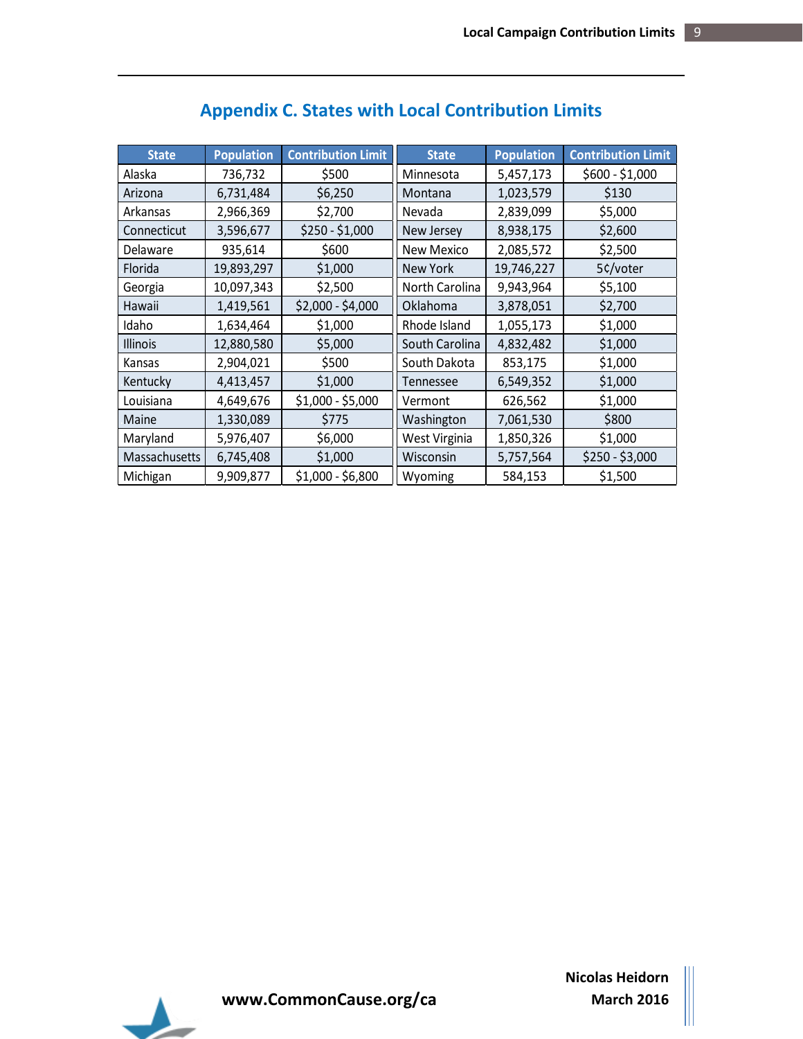## Appendix C. States with Local Contribution Limits

| State | Population | Contribution Limit | State | Population | Contribution Limit |
|---|---|---|---|---|---|
| Alaska | 736,732 | $500 | Minnesota | 5,457,173 | $600 - $1,000 |
| Arizona | 6,731,484 | $6,250 | Montana | 1,023,579 | $130 |
| Arkansas | 2,966,369 | $2,700 | Nevada | 2,839,099 | $5,000 |
| Connecticut | 3,596,677 | $250 - $1,000 | New Jersey | 8,938,175 | $2,600 |
| Delaware | 935,614 | $600 | New Mexico | 2,085,572 | $2,500 |
| Florida | 19,893,297 | $1,000 | New York | 19,746,227 | 5¢/voter |
| Georgia | 10,097,343 | $2,500 | North Carolina | 9,943,964 | $5,100 |
| Hawaii | 1,419,561 | $2,000 - $4,000 | Oklahoma | 3,878,051 | $2,700 |
| Idaho | 1,634,464 | $1,000 | Rhode Island | 1,055,173 | $1,000 |
| Illinois | 12,880,580 | $5,000 | South Carolina | 4,832,482 | $1,000 |
| Kansas | 2,904,021 | $500 | South Dakota | 853,175 | $1,000 |
| Kentucky | 4,413,457 | $1,000 | Tennessee | 6,549,352 | $1,000 |
| Louisiana | 4,649,676 | $1,000 - $5,000 | Vermont | 626,562 | $1,000 |
| Maine | 1,330,089 | $775 | Washington | 7,061,530 | $800 |
| Maryland | 5,976,407 | $6,000 | West Virginia | 1,850,326 | $1,000 |
| Massachusetts | 6,745,408 | $1,000 | Wisconsin | 5,757,564 | $250 - $3,000 |
| Michigan | 9,909,877 | $1,000 - $6,800 | Wyoming | 584,153 | $1,500 |